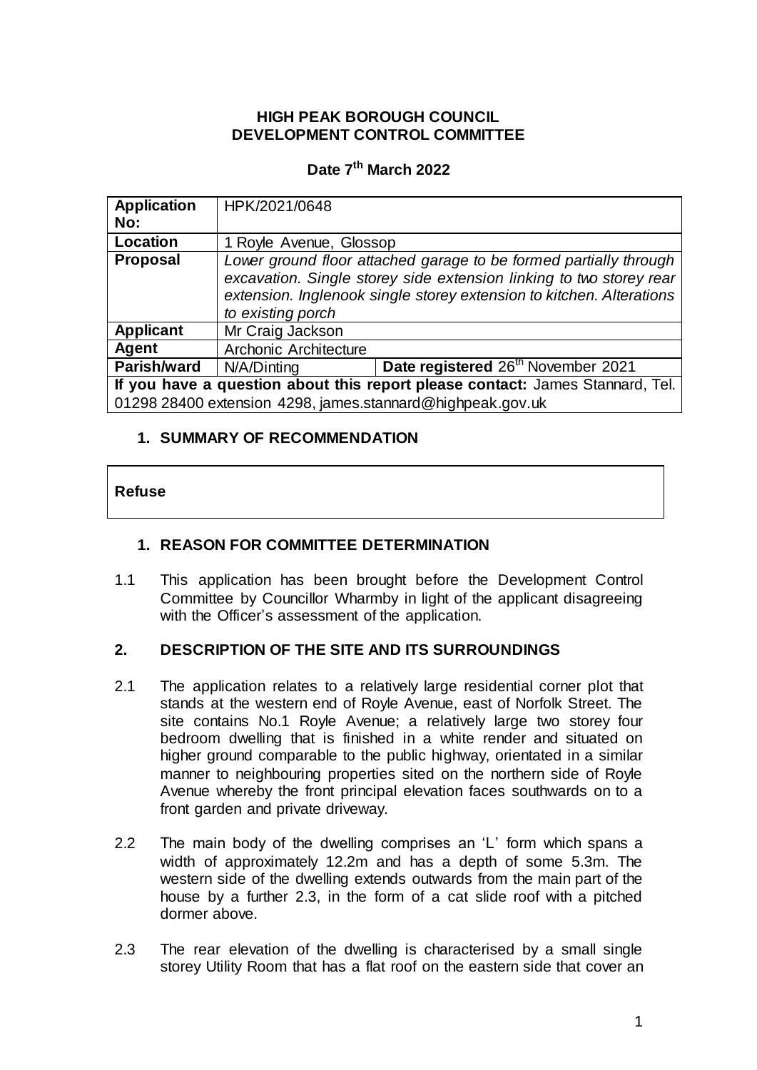**HIGH PEAK BOROUGH COUNCIL**
**DEVELOPMENT CONTROL COMMITTEE**

**Date 7th March 2022**

| **Application No:** | HPK/2021/0648 | |
|---|---|---|
| **Location** | 1 Royle Avenue, Glossop | |
| **Proposal** | *Lower ground floor attached garage to be formed partially through excavation. Single storey side extension linking to two storey rear extension. Inglenook single storey extension to kitchen. Alterations to existing porch* | |
| **Applicant** | Mr Craig Jackson | |
| **Agent** | Archonic Architecture | |
| **Parish/ward** | N/A/Dinting | **Date registered** 26th November 2021 |
| **If you have a question about this report please contact:** James Stannard, Tel. 01298 28400 extension 4298, james.stannard@highpeak.gov.uk | | |

## 1. SUMMARY OF RECOMMENDATION

**Refuse**

## 1. REASON FOR COMMITTEE DETERMINATION

1.1 This application has been brought before the Development Control Committee by Councillor Wharmby in light of the applicant disagreeing with the Officer's assessment of the application.

## 2. DESCRIPTION OF THE SITE AND ITS SURROUNDINGS

2.1 The application relates to a relatively large residential corner plot that stands at the western end of Royle Avenue, east of Norfolk Street. The site contains No.1 Royle Avenue; a relatively large two storey four bedroom dwelling that is finished in a white render and situated on higher ground comparable to the public highway, orientated in a similar manner to neighbouring properties sited on the northern side of Royle Avenue whereby the front principal elevation faces southwards on to a front garden and private driveway.

2.2 The main body of the dwelling comprises an 'L' form which spans a width of approximately 12.2m and has a depth of some 5.3m. The western side of the dwelling extends outwards from the main part of the house by a further 2.3, in the form of a cat slide roof with a pitched dormer above.

2.3 The rear elevation of the dwelling is characterised by a small single storey Utility Room that has a flat roof on the eastern side that cover an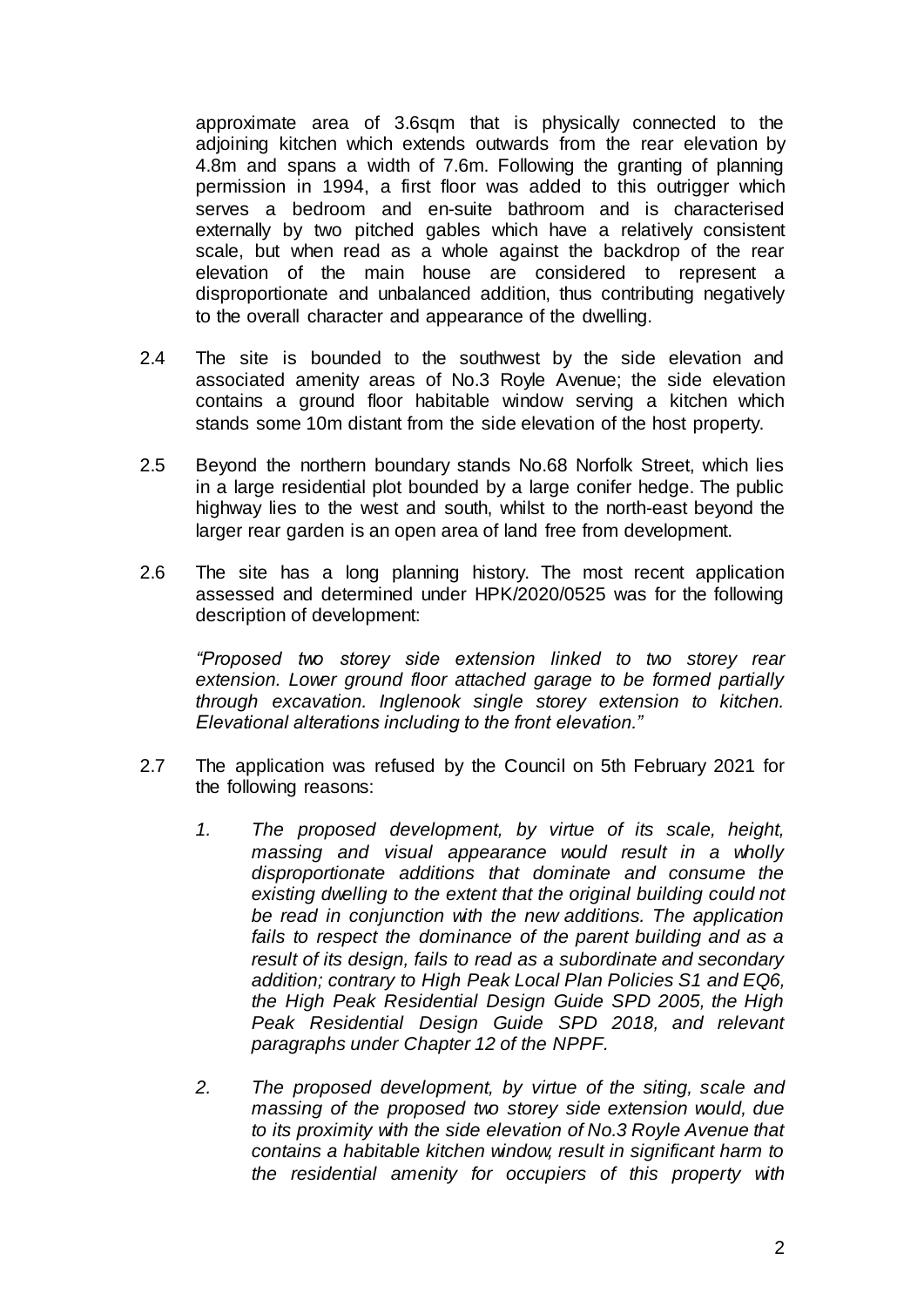approximate area of 3.6sqm that is physically connected to the adjoining kitchen which extends outwards from the rear elevation by 4.8m and spans a width of 7.6m. Following the granting of planning permission in 1994, a first floor was added to this outrigger which serves a bedroom and en-suite bathroom and is characterised externally by two pitched gables which have a relatively consistent scale, but when read as a whole against the backdrop of the rear elevation of the main house are considered to represent a disproportionate and unbalanced addition, thus contributing negatively to the overall character and appearance of the dwelling.

2.4 The site is bounded to the southwest by the side elevation and associated amenity areas of No.3 Royle Avenue; the side elevation contains a ground floor habitable window serving a kitchen which stands some 10m distant from the side elevation of the host property.

2.5 Beyond the northern boundary stands No.68 Norfolk Street, which lies in a large residential plot bounded by a large conifer hedge. The public highway lies to the west and south, whilst to the north-east beyond the larger rear garden is an open area of land free from development.

2.6 The site has a long planning history. The most recent application assessed and determined under HPK/2020/0525 was for the following description of development:

*"Proposed two storey side extension linked to two storey rear extension. Lower ground floor attached garage to be formed partially through excavation. Inglenook single storey extension to kitchen. Elevational alterations including to the front elevation."*

2.7 The application was refused by the Council on 5th February 2021 for the following reasons:

1. *The proposed development, by virtue of its scale, height, massing and visual appearance would result in a wholly disproportionate additions that dominate and consume the existing dwelling to the extent that the original building could not be read in conjunction with the new additions. The application fails to respect the dominance of the parent building and as a result of its design, fails to read as a subordinate and secondary addition; contrary to High Peak Local Plan Policies S1 and EQ6, the High Peak Residential Design Guide SPD 2005, the High Peak Residential Design Guide SPD 2018, and relevant paragraphs under Chapter 12 of the NPPF.*

2. *The proposed development, by virtue of the siting, scale and massing of the proposed two storey side extension would, due to its proximity with the side elevation of No.3 Royle Avenue that contains a habitable kitchen window, result in significant harm to the residential amenity for occupiers of this property with*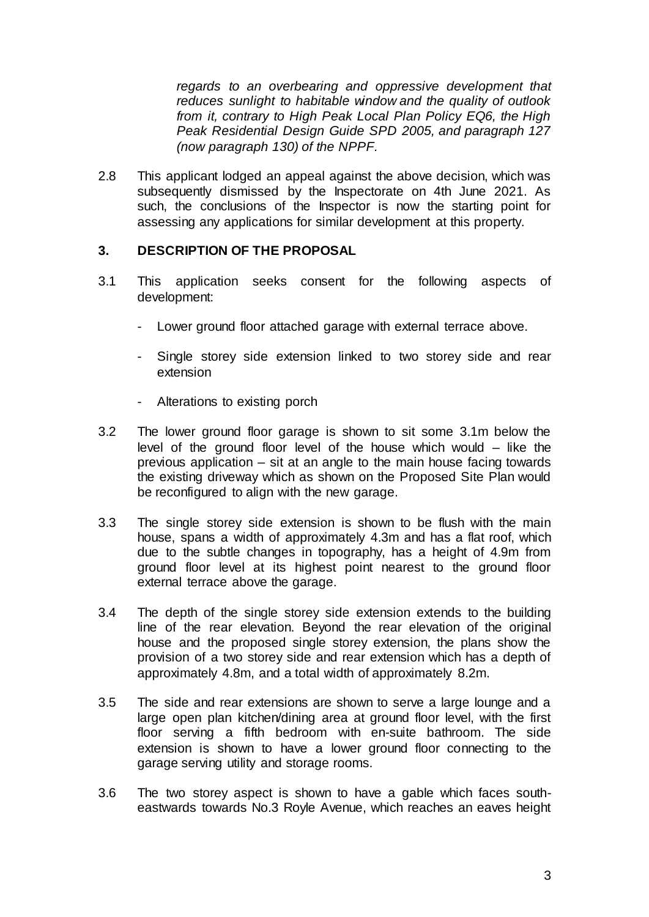*regards to an overbearing and oppressive development that reduces sunlight to habitable window and the quality of outlook from it, contrary to High Peak Local Plan Policy EQ6, the High Peak Residential Design Guide SPD 2005, and paragraph 127 (now paragraph 130) of the NPPF.*

2.8 This applicant lodged an appeal against the above decision, which was subsequently dismissed by the Inspectorate on 4th June 2021. As such, the conclusions of the Inspector is now the starting point for assessing any applications for similar development at this property.

## 3. DESCRIPTION OF THE PROPOSAL

3.1 This application seeks consent for the following aspects of development:

- Lower ground floor attached garage with external terrace above.
- Single storey side extension linked to two storey side and rear extension
- Alterations to existing porch

3.2 The lower ground floor garage is shown to sit some 3.1m below the level of the ground floor level of the house which would – like the previous application – sit at an angle to the main house facing towards the existing driveway which as shown on the Proposed Site Plan would be reconfigured to align with the new garage.

3.3 The single storey side extension is shown to be flush with the main house, spans a width of approximately 4.3m and has a flat roof, which due to the subtle changes in topography, has a height of 4.9m from ground floor level at its highest point nearest to the ground floor external terrace above the garage.

3.4 The depth of the single storey side extension extends to the building line of the rear elevation. Beyond the rear elevation of the original house and the proposed single storey extension, the plans show the provision of a two storey side and rear extension which has a depth of approximately 4.8m, and a total width of approximately 8.2m.

3.5 The side and rear extensions are shown to serve a large lounge and a large open plan kitchen/dining area at ground floor level, with the first floor serving a fifth bedroom with en-suite bathroom. The side extension is shown to have a lower ground floor connecting to the garage serving utility and storage rooms.

3.6 The two storey aspect is shown to have a gable which faces south-eastwards towards No.3 Royle Avenue, which reaches an eaves height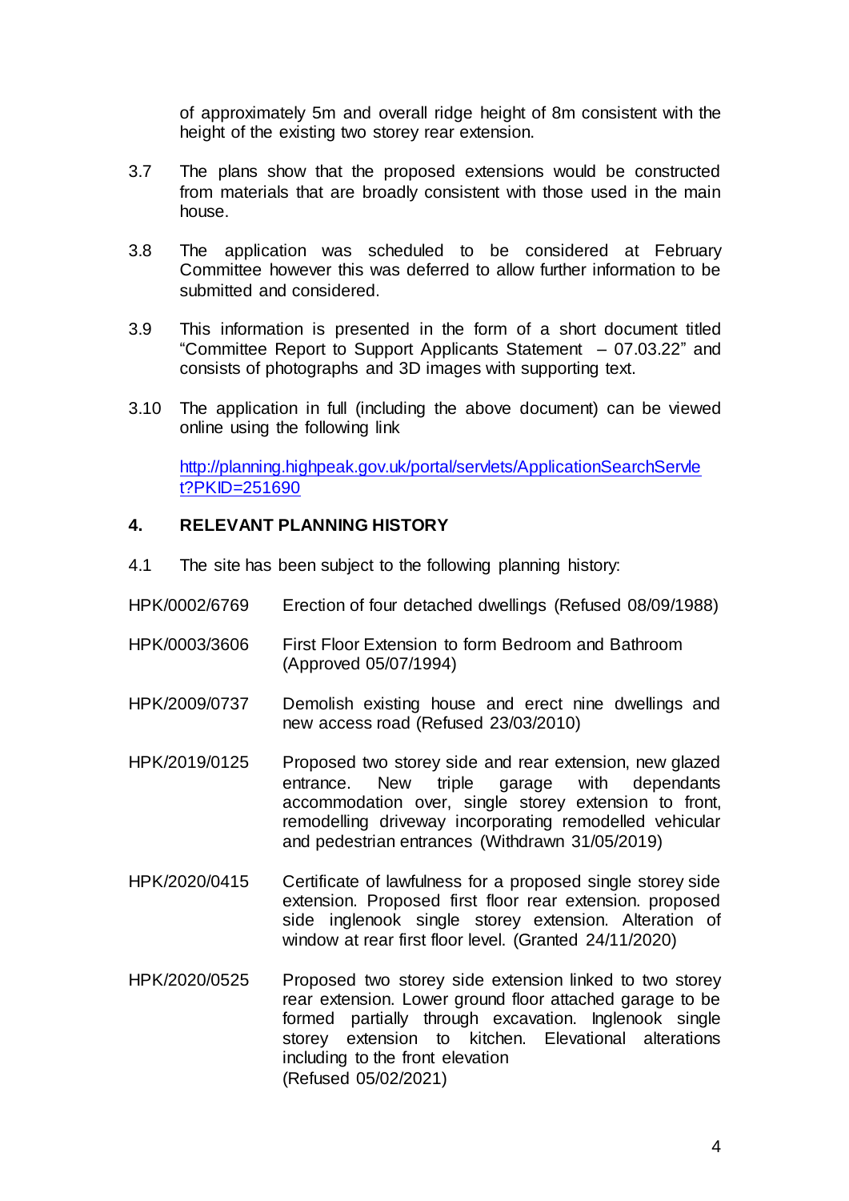of approximately 5m and overall ridge height of 8m consistent with the height of the existing two storey rear extension.

3.7 The plans show that the proposed extensions would be constructed from materials that are broadly consistent with those used in the main house.

3.8 The application was scheduled to be considered at February Committee however this was deferred to allow further information to be submitted and considered.

3.9 This information is presented in the form of a short document titled "Committee Report to Support Applicants Statement – 07.03.22" and consists of photographs and 3D images with supporting text.

3.10 The application in full (including the above document) can be viewed online using the following link

[http://planning.highpeak.gov.uk/portal/servlets/ApplicationSearchServlet?PKID=251690](http://planning.highpeak.gov.uk/portal/servlets/ApplicationSearchServlet?PKID=251690)

## 4. RELEVANT PLANNING HISTORY

4.1 The site has been subject to the following planning history:

| | |
|---|---|
| HPK/0002/6769 | Erection of four detached dwellings (Refused 08/09/1988) |
| HPK/0003/3606 | First Floor Extension to form Bedroom and Bathroom (Approved 05/07/1994) |
| HPK/2009/0737 | Demolish existing house and erect nine dwellings and new access road (Refused 23/03/2010) |
| HPK/2019/0125 | Proposed two storey side and rear extension, new glazed entrance. New triple garage with dependants accommodation over, single storey extension to front, remodelling driveway incorporating remodelled vehicular and pedestrian entrances (Withdrawn 31/05/2019) |
| HPK/2020/0415 | Certificate of lawfulness for a proposed single storey side extension. Proposed first floor rear extension. proposed side inglenook single storey extension. Alteration of window at rear first floor level. (Granted 24/11/2020) |
| HPK/2020/0525 | Proposed two storey side extension linked to two storey rear extension. Lower ground floor attached garage to be formed partially through excavation. Inglenook single storey extension to kitchen. Elevational alterations including to the front elevation (Refused 05/02/2021) |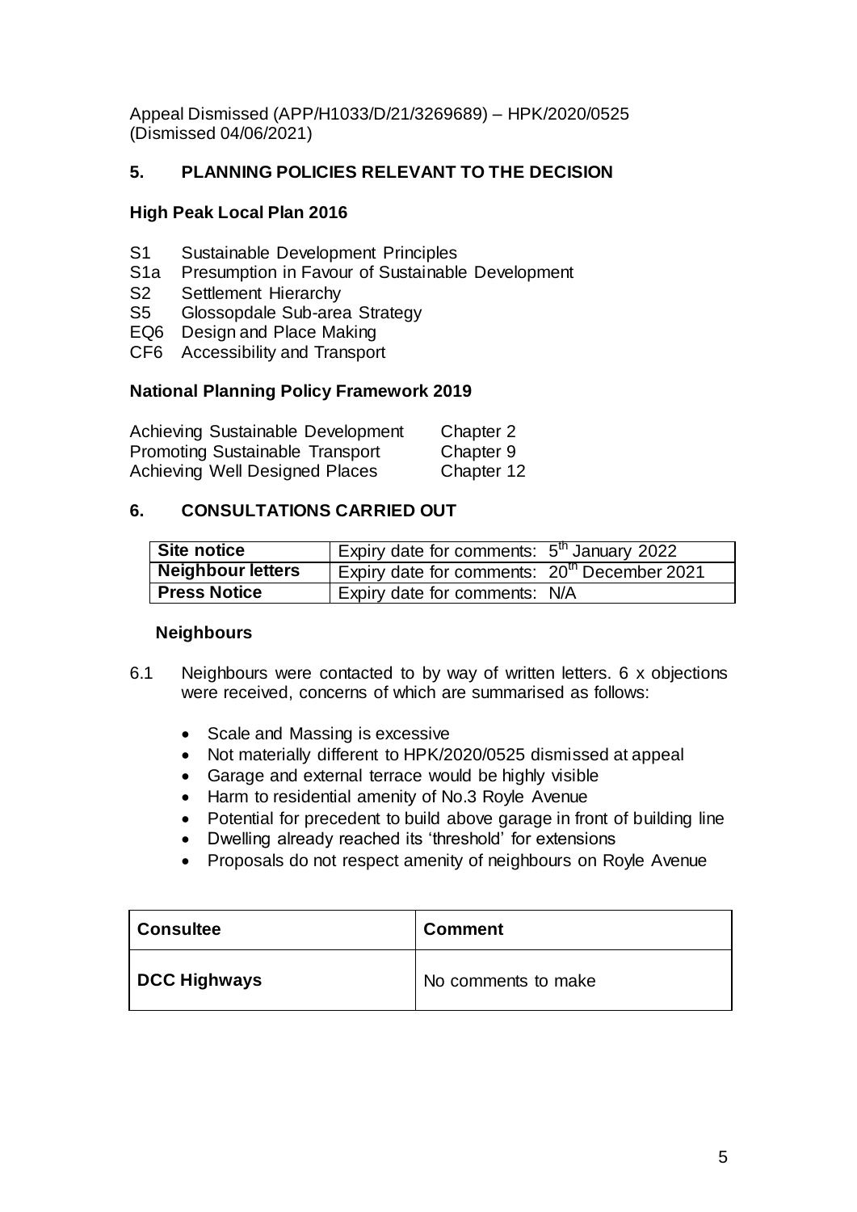Appeal Dismissed (APP/H1033/D/21/3269689) – HPK/2020/0525 (Dismissed 04/06/2021)

## 5. PLANNING POLICIES RELEVANT TO THE DECISION

### High Peak Local Plan 2016

- S1 Sustainable Development Principles
- S1a Presumption in Favour of Sustainable Development
- S2 Settlement Hierarchy
- S5 Glossopdale Sub-area Strategy
- EQ6 Design and Place Making
- CF6 Accessibility and Transport

### National Planning Policy Framework 2019

| | |
|---|---|
| Achieving Sustainable Development | Chapter 2 |
| Promoting Sustainable Transport | Chapter 9 |
| Achieving Well Designed Places | Chapter 12 |

## 6. CONSULTATIONS CARRIED OUT

| | |
|---|---|
| **Site notice** | Expiry date for comments: 5th January 2022 |
| **Neighbour letters** | Expiry date for comments: 20th December 2021 |
| **Press Notice** | Expiry date for comments: N/A |

### Neighbours

6.1 Neighbours were contacted to by way of written letters. 6 x objections were received, concerns of which are summarised as follows:

- Scale and Massing is excessive
- Not materially different to HPK/2020/0525 dismissed at appeal
- Garage and external terrace would be highly visible
- Harm to residential amenity of No.3 Royle Avenue
- Potential for precedent to build above garage in front of building line
- Dwelling already reached its 'threshold' for extensions
- Proposals do not respect amenity of neighbours on Royle Avenue

| Consultee | Comment |
|---|---|
| **DCC Highways** | No comments to make |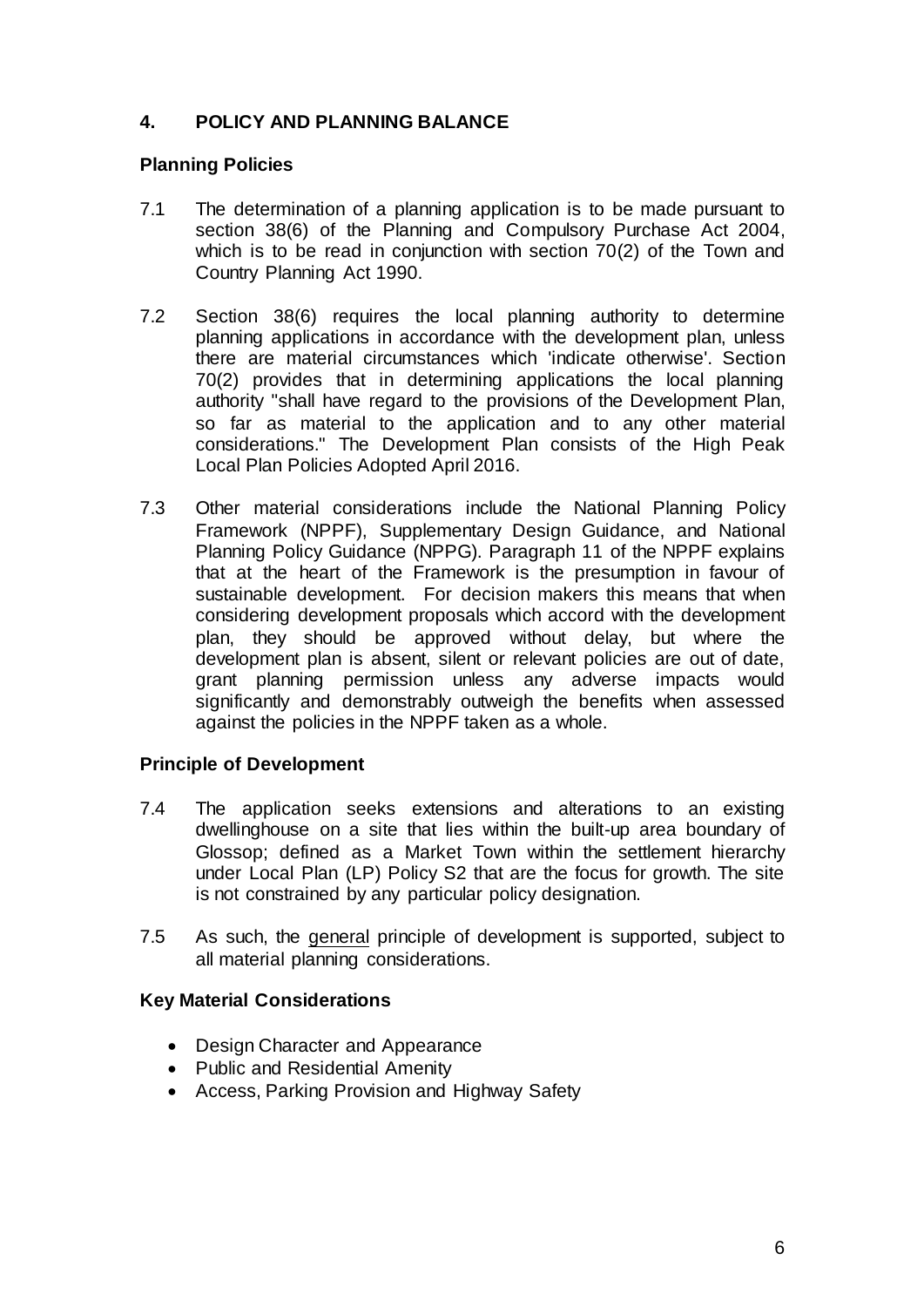## 4. POLICY AND PLANNING BALANCE

### Planning Policies

7.1 The determination of a planning application is to be made pursuant to section 38(6) of the Planning and Compulsory Purchase Act 2004, which is to be read in conjunction with section 70(2) of the Town and Country Planning Act 1990.

7.2 Section 38(6) requires the local planning authority to determine planning applications in accordance with the development plan, unless there are material circumstances which 'indicate otherwise'. Section 70(2) provides that in determining applications the local planning authority "shall have regard to the provisions of the Development Plan, so far as material to the application and to any other material considerations." The Development Plan consists of the High Peak Local Plan Policies Adopted April 2016.

7.3 Other material considerations include the National Planning Policy Framework (NPPF), Supplementary Design Guidance, and National Planning Policy Guidance (NPPG). Paragraph 11 of the NPPF explains that at the heart of the Framework is the presumption in favour of sustainable development. For decision makers this means that when considering development proposals which accord with the development plan, they should be approved without delay, but where the development plan is absent, silent or relevant policies are out of date, grant planning permission unless any adverse impacts would significantly and demonstrably outweigh the benefits when assessed against the policies in the NPPF taken as a whole.

### Principle of Development

7.4 The application seeks extensions and alterations to an existing dwellinghouse on a site that lies within the built-up area boundary of Glossop; defined as a Market Town within the settlement hierarchy under Local Plan (LP) Policy S2 that are the focus for growth. The site is not constrained by any particular policy designation.

7.5 As such, the general principle of development is supported, subject to all material planning considerations.

### Key Material Considerations

- Design Character and Appearance
- Public and Residential Amenity
- Access, Parking Provision and Highway Safety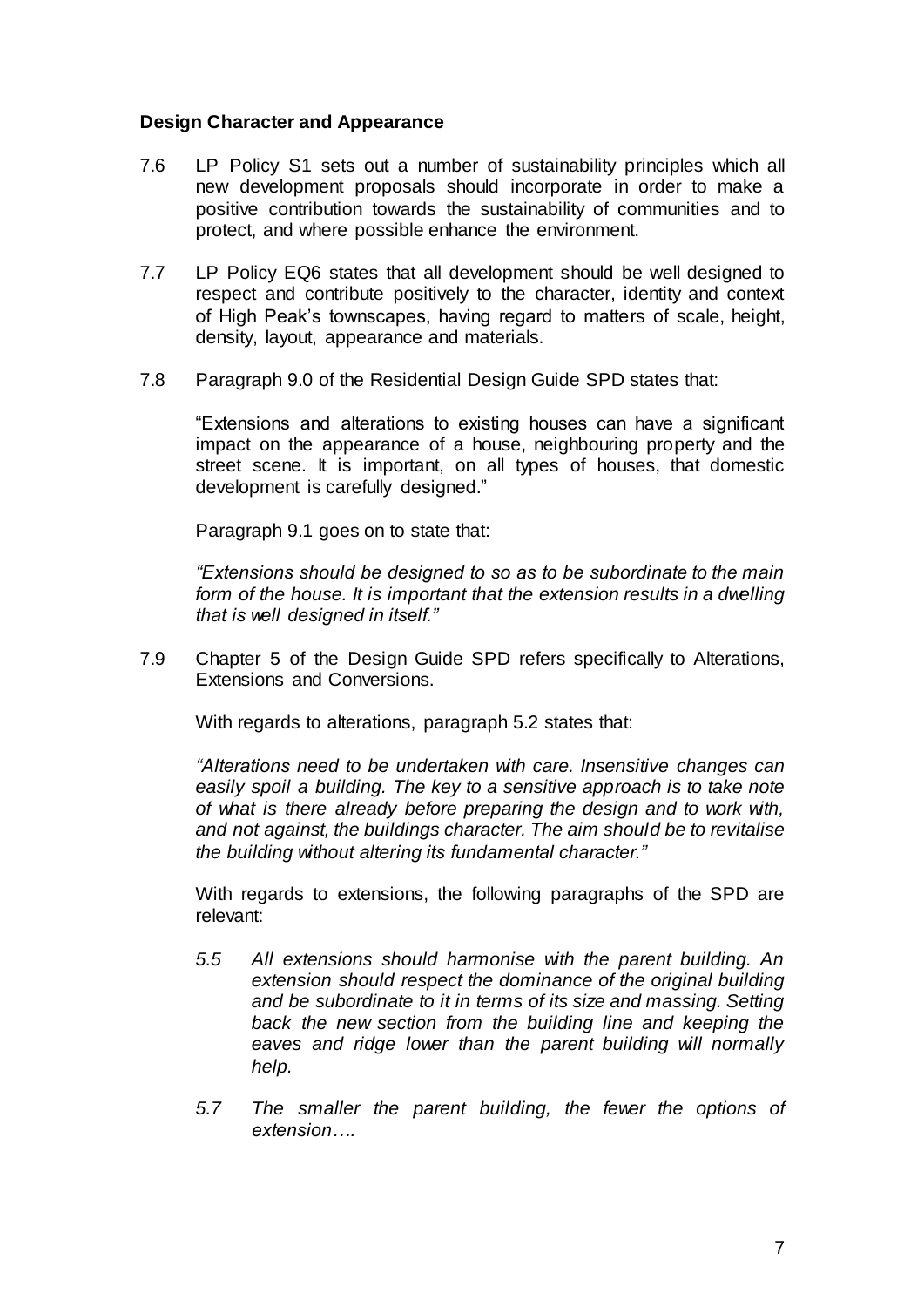**Design Character and Appearance**

7.6 LP Policy S1 sets out a number of sustainability principles which all new development proposals should incorporate in order to make a positive contribution towards the sustainability of communities and to protect, and where possible enhance the environment.

7.7 LP Policy EQ6 states that all development should be well designed to respect and contribute positively to the character, identity and context of High Peak's townscapes, having regard to matters of scale, height, density, layout, appearance and materials.

7.8 Paragraph 9.0 of the Residential Design Guide SPD states that:

"Extensions and alterations to existing houses can have a significant impact on the appearance of a house, neighbouring property and the street scene. It is important, on all types of houses, that domestic development is carefully designed."

Paragraph 9.1 goes on to state that:

*"Extensions should be designed to so as to be subordinate to the main form of the house. It is important that the extension results in a dwelling that is well designed in itself."*

7.9 Chapter 5 of the Design Guide SPD refers specifically to Alterations, Extensions and Conversions.

With regards to alterations, paragraph 5.2 states that:

*"Alterations need to be undertaken with care. Insensitive changes can easily spoil a building. The key to a sensitive approach is to take note of what is there already before preparing the design and to work with, and not against, the buildings character. The aim should be to revitalise the building without altering its fundamental character."*

With regards to extensions, the following paragraphs of the SPD are relevant:

*5.5 All extensions should harmonise with the parent building. An extension should respect the dominance of the original building and be subordinate to it in terms of its size and massing. Setting back the new section from the building line and keeping the eaves and ridge lower than the parent building will normally help.*

*5.7 The smaller the parent building, the fewer the options of extension….*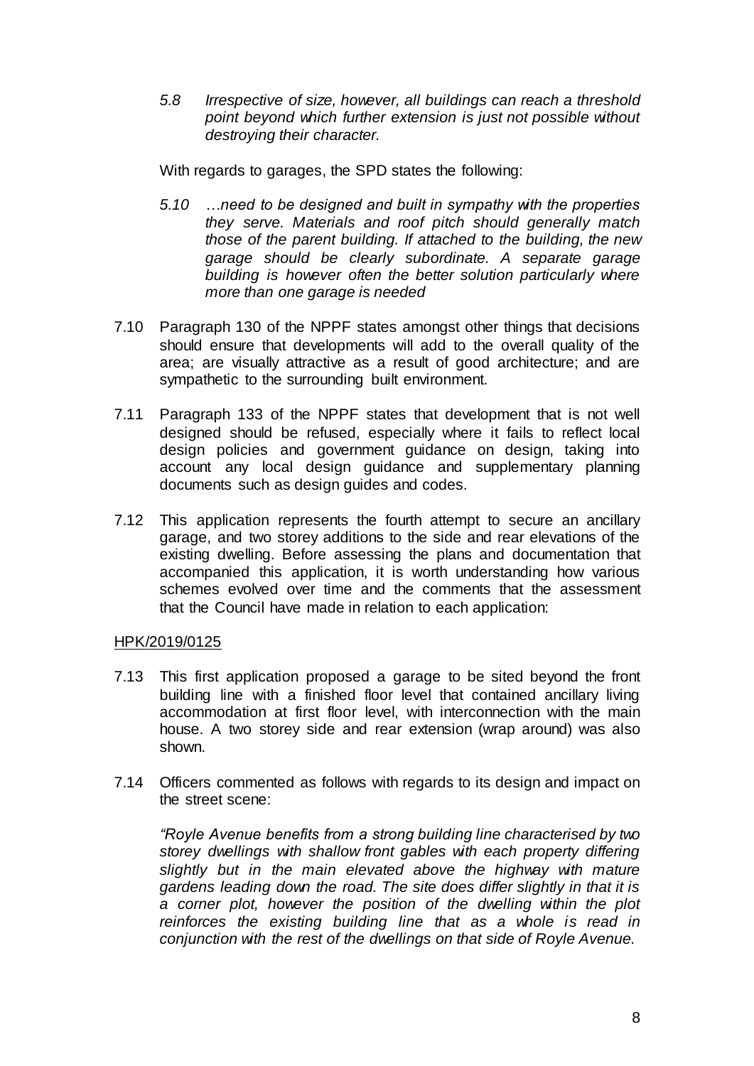*5.8 Irrespective of size, however, all buildings can reach a threshold point beyond which further extension is just not possible without destroying their character.*

With regards to garages, the SPD states the following:

*5.10 …need to be designed and built in sympathy with the properties they serve. Materials and roof pitch should generally match those of the parent building. If attached to the building, the new garage should be clearly subordinate. A separate garage building is however often the better solution particularly where more than one garage is needed*

7.10 Paragraph 130 of the NPPF states amongst other things that decisions should ensure that developments will add to the overall quality of the area; are visually attractive as a result of good architecture; and are sympathetic to the surrounding built environment.

7.11 Paragraph 133 of the NPPF states that development that is not well designed should be refused, especially where it fails to reflect local design policies and government guidance on design, taking into account any local design guidance and supplementary planning documents such as design guides and codes.

7.12 This application represents the fourth attempt to secure an ancillary garage, and two storey additions to the side and rear elevations of the existing dwelling. Before assessing the plans and documentation that accompanied this application, it is worth understanding how various schemes evolved over time and the comments that the assessment that the Council have made in relation to each application:

<u>HPK/2019/0125</u>

7.13 This first application proposed a garage to be sited beyond the front building line with a finished floor level that contained ancillary living accommodation at first floor level, with interconnection with the main house. A two storey side and rear extension (wrap around) was also shown.

7.14 Officers commented as follows with regards to its design and impact on the street scene:

*"Royle Avenue benefits from a strong building line characterised by two storey dwellings with shallow front gables with each property differing slightly but in the main elevated above the highway with mature gardens leading down the road. The site does differ slightly in that it is a corner plot, however the position of the dwelling within the plot reinforces the existing building line that as a whole is read in conjunction with the rest of the dwellings on that side of Royle Avenue.*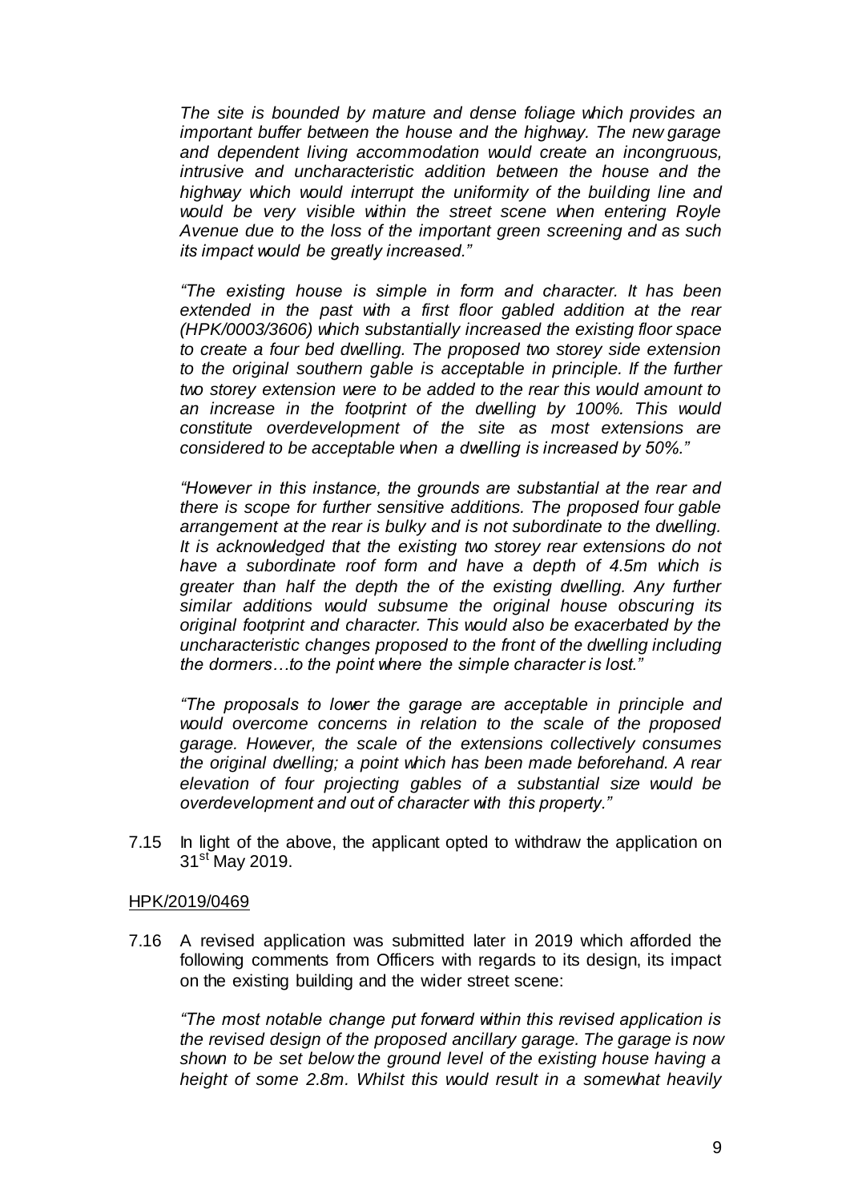*The site is bounded by mature and dense foliage which provides an important buffer between the house and the highway. The new garage and dependent living accommodation would create an incongruous, intrusive and uncharacteristic addition between the house and the highway which would interrupt the uniformity of the building line and would be very visible within the street scene when entering Royle Avenue due to the loss of the important green screening and as such its impact would be greatly increased."*

*"The existing house is simple in form and character. It has been extended in the past with a first floor gabled addition at the rear (HPK/0003/3606) which substantially increased the existing floor space to create a four bed dwelling. The proposed two storey side extension to the original southern gable is acceptable in principle. If the further two storey extension were to be added to the rear this would amount to an increase in the footprint of the dwelling by 100%. This would constitute overdevelopment of the site as most extensions are considered to be acceptable when a dwelling is increased by 50%."*

*"However in this instance, the grounds are substantial at the rear and there is scope for further sensitive additions. The proposed four gable arrangement at the rear is bulky and is not subordinate to the dwelling. It is acknowledged that the existing two storey rear extensions do not have a subordinate roof form and have a depth of 4.5m which is greater than half the depth the of the existing dwelling. Any further similar additions would subsume the original house obscuring its original footprint and character. This would also be exacerbated by the uncharacteristic changes proposed to the front of the dwelling including the dormers…to the point where the simple character is lost."*

*"The proposals to lower the garage are acceptable in principle and would overcome concerns in relation to the scale of the proposed garage. However, the scale of the extensions collectively consumes the original dwelling; a point which has been made beforehand. A rear elevation of four projecting gables of a substantial size would be overdevelopment and out of character with this property."*

7.15 In light of the above, the applicant opted to withdraw the application on 31st May 2019.

HPK/2019/0469

7.16 A revised application was submitted later in 2019 which afforded the following comments from Officers with regards to its design, its impact on the existing building and the wider street scene:

*"The most notable change put forward within this revised application is the revised design of the proposed ancillary garage. The garage is now shown to be set below the ground level of the existing house having a height of some 2.8m. Whilst this would result in a somewhat heavily*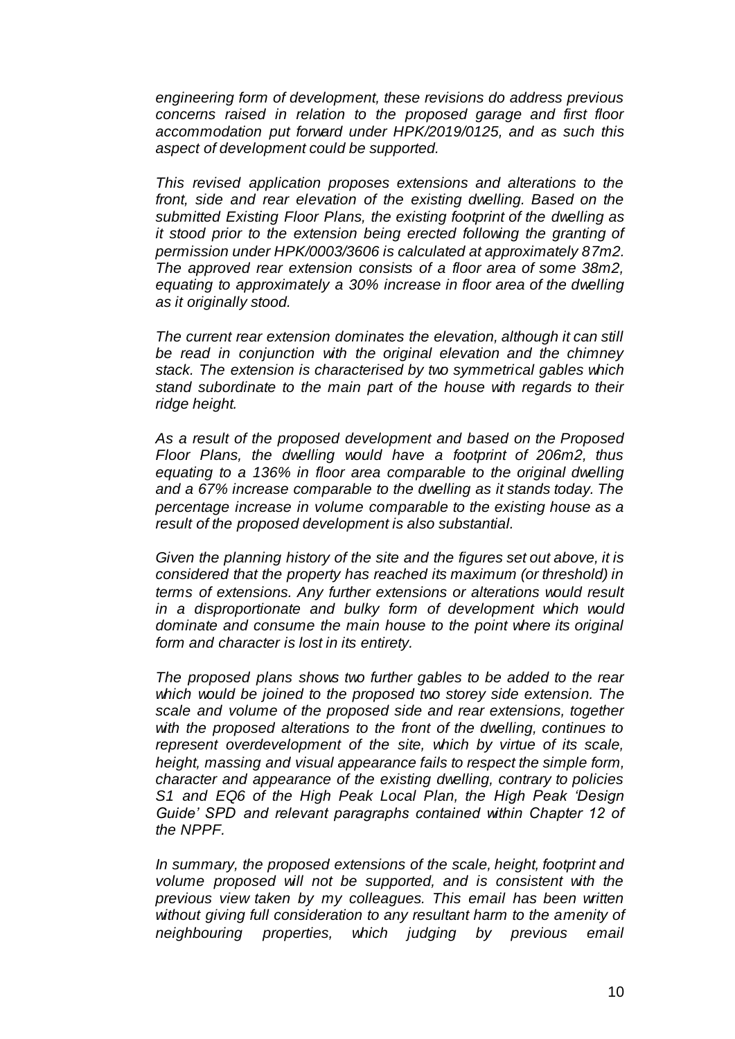*engineering form of development, these revisions do address previous concerns raised in relation to the proposed garage and first floor accommodation put forward under HPK/2019/0125, and as such this aspect of development could be supported.*

*This revised application proposes extensions and alterations to the front, side and rear elevation of the existing dwelling. Based on the submitted Existing Floor Plans, the existing footprint of the dwelling as it stood prior to the extension being erected following the granting of permission under HPK/0003/3606 is calculated at approximately 87m2. The approved rear extension consists of a floor area of some 38m2, equating to approximately a 30% increase in floor area of the dwelling as it originally stood.*

*The current rear extension dominates the elevation, although it can still be read in conjunction with the original elevation and the chimney stack. The extension is characterised by two symmetrical gables which stand subordinate to the main part of the house with regards to their ridge height.*

*As a result of the proposed development and based on the Proposed Floor Plans, the dwelling would have a footprint of 206m2, thus equating to a 136% in floor area comparable to the original dwelling and a 67% increase comparable to the dwelling as it stands today. The percentage increase in volume comparable to the existing house as a result of the proposed development is also substantial.*

*Given the planning history of the site and the figures set out above, it is considered that the property has reached its maximum (or threshold) in terms of extensions. Any further extensions or alterations would result in a disproportionate and bulky form of development which would dominate and consume the main house to the point where its original form and character is lost in its entirety.*

*The proposed plans shows two further gables to be added to the rear which would be joined to the proposed two storey side extension. The scale and volume of the proposed side and rear extensions, together with the proposed alterations to the front of the dwelling, continues to represent overdevelopment of the site, which by virtue of its scale, height, massing and visual appearance fails to respect the simple form, character and appearance of the existing dwelling, contrary to policies S1 and EQ6 of the High Peak Local Plan, the High Peak 'Design Guide' SPD and relevant paragraphs contained within Chapter 12 of the NPPF.*

*In summary, the proposed extensions of the scale, height, footprint and volume proposed will not be supported, and is consistent with the previous view taken by my colleagues. This email has been written without giving full consideration to any resultant harm to the amenity of neighbouring properties, which judging by previous email*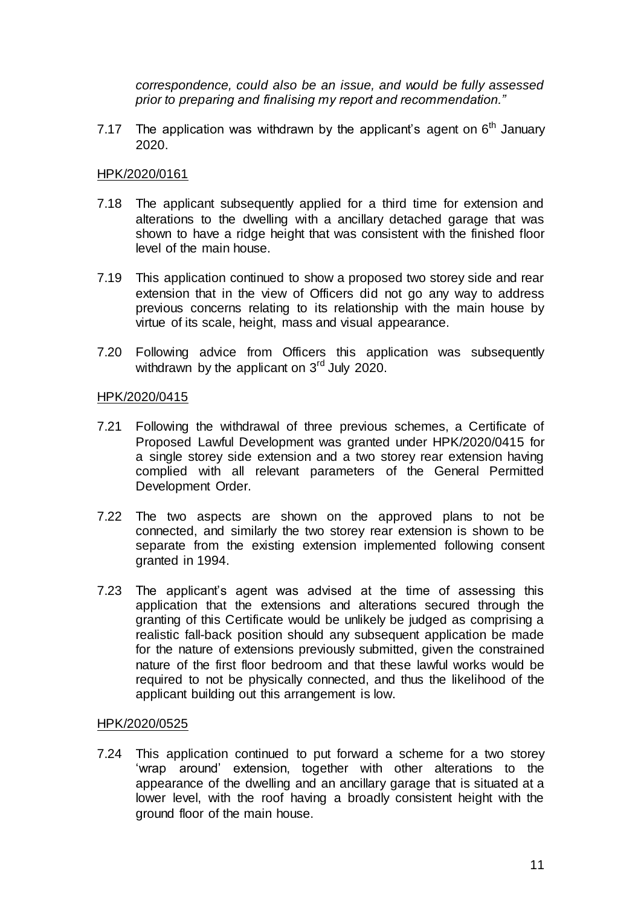*correspondence, could also be an issue, and would be fully assessed prior to preparing and finalising my report and recommendation."*

7.17 The application was withdrawn by the applicant's agent on 6th January 2020.

HPK/2020/0161

7.18 The applicant subsequently applied for a third time for extension and alterations to the dwelling with a ancillary detached garage that was shown to have a ridge height that was consistent with the finished floor level of the main house.

7.19 This application continued to show a proposed two storey side and rear extension that in the view of Officers did not go any way to address previous concerns relating to its relationship with the main house by virtue of its scale, height, mass and visual appearance.

7.20 Following advice from Officers this application was subsequently withdrawn by the applicant on 3rd July 2020.

HPK/2020/0415

7.21 Following the withdrawal of three previous schemes, a Certificate of Proposed Lawful Development was granted under HPK/2020/0415 for a single storey side extension and a two storey rear extension having complied with all relevant parameters of the General Permitted Development Order.

7.22 The two aspects are shown on the approved plans to not be connected, and similarly the two storey rear extension is shown to be separate from the existing extension implemented following consent granted in 1994.

7.23 The applicant's agent was advised at the time of assessing this application that the extensions and alterations secured through the granting of this Certificate would be unlikely be judged as comprising a realistic fall-back position should any subsequent application be made for the nature of extensions previously submitted, given the constrained nature of the first floor bedroom and that these lawful works would be required to not be physically connected, and thus the likelihood of the applicant building out this arrangement is low.

HPK/2020/0525

7.24 This application continued to put forward a scheme for a two storey 'wrap around' extension, together with other alterations to the appearance of the dwelling and an ancillary garage that is situated at a lower level, with the roof having a broadly consistent height with the ground floor of the main house.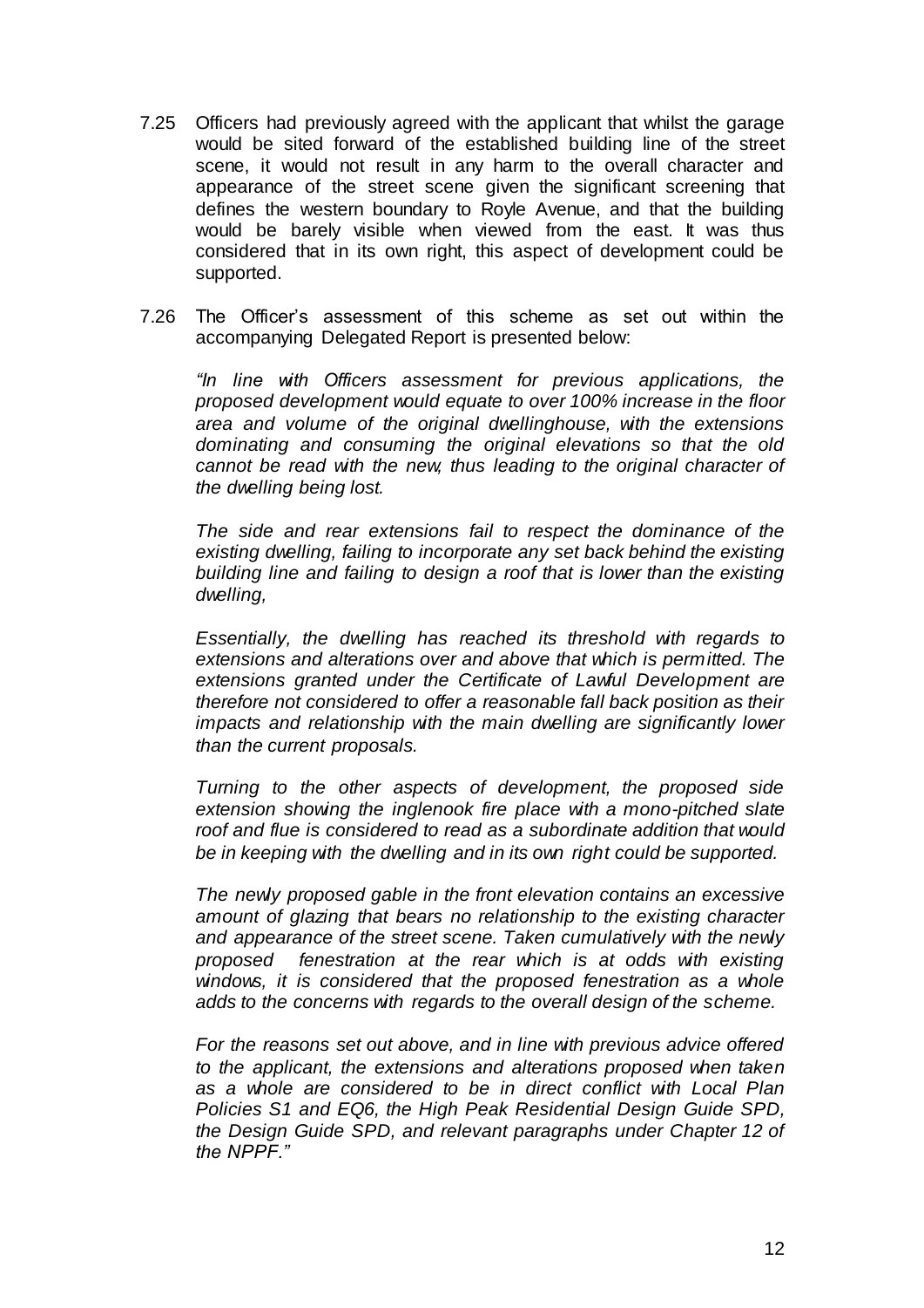7.25 Officers had previously agreed with the applicant that whilst the garage would be sited forward of the established building line of the street scene, it would not result in any harm to the overall character and appearance of the street scene given the significant screening that defines the western boundary to Royle Avenue, and that the building would be barely visible when viewed from the east. It was thus considered that in its own right, this aspect of development could be supported.

7.26 The Officer's assessment of this scheme as set out within the accompanying Delegated Report is presented below:

*"In line with Officers assessment for previous applications, the proposed development would equate to over 100% increase in the floor area and volume of the original dwellinghouse, with the extensions dominating and consuming the original elevations so that the old cannot be read with the new, thus leading to the original character of the dwelling being lost.*

*The side and rear extensions fail to respect the dominance of the existing dwelling, failing to incorporate any set back behind the existing building line and failing to design a roof that is lower than the existing dwelling,*

*Essentially, the dwelling has reached its threshold with regards to extensions and alterations over and above that which is permitted. The extensions granted under the Certificate of Lawful Development are therefore not considered to offer a reasonable fall back position as their impacts and relationship with the main dwelling are significantly lower than the current proposals.*

*Turning to the other aspects of development, the proposed side extension showing the inglenook fire place with a mono-pitched slate roof and flue is considered to read as a subordinate addition that would be in keeping with the dwelling and in its own right could be supported.*

*The newly proposed gable in the front elevation contains an excessive amount of glazing that bears no relationship to the existing character and appearance of the street scene. Taken cumulatively with the newly proposed fenestration at the rear which is at odds with existing windows, it is considered that the proposed fenestration as a whole adds to the concerns with regards to the overall design of the scheme.*

*For the reasons set out above, and in line with previous advice offered to the applicant, the extensions and alterations proposed when taken as a whole are considered to be in direct conflict with Local Plan Policies S1 and EQ6, the High Peak Residential Design Guide SPD, the Design Guide SPD, and relevant paragraphs under Chapter 12 of the NPPF."*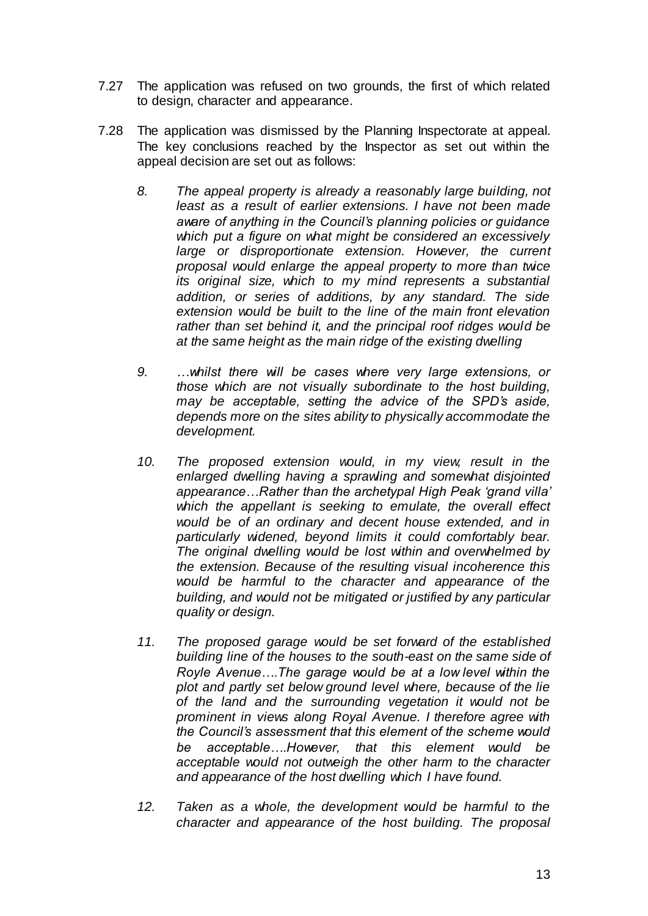7.27 The application was refused on two grounds, the first of which related to design, character and appearance.

7.28 The application was dismissed by the Planning Inspectorate at appeal. The key conclusions reached by the Inspector as set out within the appeal decision are set out as follows:

> *8. The appeal property is already a reasonably large building, not least as a result of earlier extensions. I have not been made aware of anything in the Council's planning policies or guidance which put a figure on what might be considered an excessively large or disproportionate extension. However, the current proposal would enlarge the appeal property to more than twice its original size, which to my mind represents a substantial addition, or series of additions, by any standard. The side extension would be built to the line of the main front elevation rather than set behind it, and the principal roof ridges would be at the same height as the main ridge of the existing dwelling*
>
> *9. …whilst there will be cases where very large extensions, or those which are not visually subordinate to the host building, may be acceptable, setting the advice of the SPD's aside, depends more on the sites ability to physically accommodate the development.*
>
> *10. The proposed extension would, in my view, result in the enlarged dwelling having a sprawling and somewhat disjointed appearance…Rather than the archetypal High Peak 'grand villa' which the appellant is seeking to emulate, the overall effect would be of an ordinary and decent house extended, and in particularly widened, beyond limits it could comfortably bear. The original dwelling would be lost within and overwhelmed by the extension. Because of the resulting visual incoherence this would be harmful to the character and appearance of the building, and would not be mitigated or justified by any particular quality or design.*
>
> *11. The proposed garage would be set forward of the established building line of the houses to the south-east on the same side of Royle Avenue….The garage would be at a low level within the plot and partly set below ground level where, because of the lie of the land and the surrounding vegetation it would not be prominent in views along Royal Avenue. I therefore agree with the Council's assessment that this element of the scheme would be acceptable….However, that this element would be acceptable would not outweigh the other harm to the character and appearance of the host dwelling which I have found.*
>
> *12. Taken as a whole, the development would be harmful to the character and appearance of the host building. The proposal*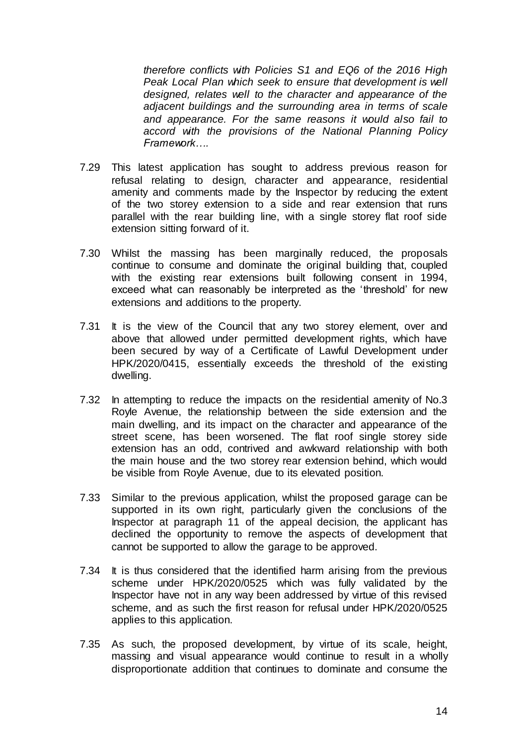*therefore conflicts with Policies S1 and EQ6 of the 2016 High Peak Local Plan which seek to ensure that development is well designed, relates well to the character and appearance of the adjacent buildings and the surrounding area in terms of scale and appearance. For the same reasons it would also fail to accord with the provisions of the National Planning Policy Framework….*

7.29 This latest application has sought to address previous reason for refusal relating to design, character and appearance, residential amenity and comments made by the Inspector by reducing the extent of the two storey extension to a side and rear extension that runs parallel with the rear building line, with a single storey flat roof side extension sitting forward of it.

7.30 Whilst the massing has been marginally reduced, the proposals continue to consume and dominate the original building that, coupled with the existing rear extensions built following consent in 1994, exceed what can reasonably be interpreted as the 'threshold' for new extensions and additions to the property.

7.31 It is the view of the Council that any two storey element, over and above that allowed under permitted development rights, which have been secured by way of a Certificate of Lawful Development under HPK/2020/0415, essentially exceeds the threshold of the existing dwelling.

7.32 In attempting to reduce the impacts on the residential amenity of No.3 Royle Avenue, the relationship between the side extension and the main dwelling, and its impact on the character and appearance of the street scene, has been worsened. The flat roof single storey side extension has an odd, contrived and awkward relationship with both the main house and the two storey rear extension behind, which would be visible from Royle Avenue, due to its elevated position.

7.33 Similar to the previous application, whilst the proposed garage can be supported in its own right, particularly given the conclusions of the Inspector at paragraph 11 of the appeal decision, the applicant has declined the opportunity to remove the aspects of development that cannot be supported to allow the garage to be approved.

7.34 It is thus considered that the identified harm arising from the previous scheme under HPK/2020/0525 which was fully validated by the Inspector have not in any way been addressed by virtue of this revised scheme, and as such the first reason for refusal under HPK/2020/0525 applies to this application.

7.35 As such, the proposed development, by virtue of its scale, height, massing and visual appearance would continue to result in a wholly disproportionate addition that continues to dominate and consume the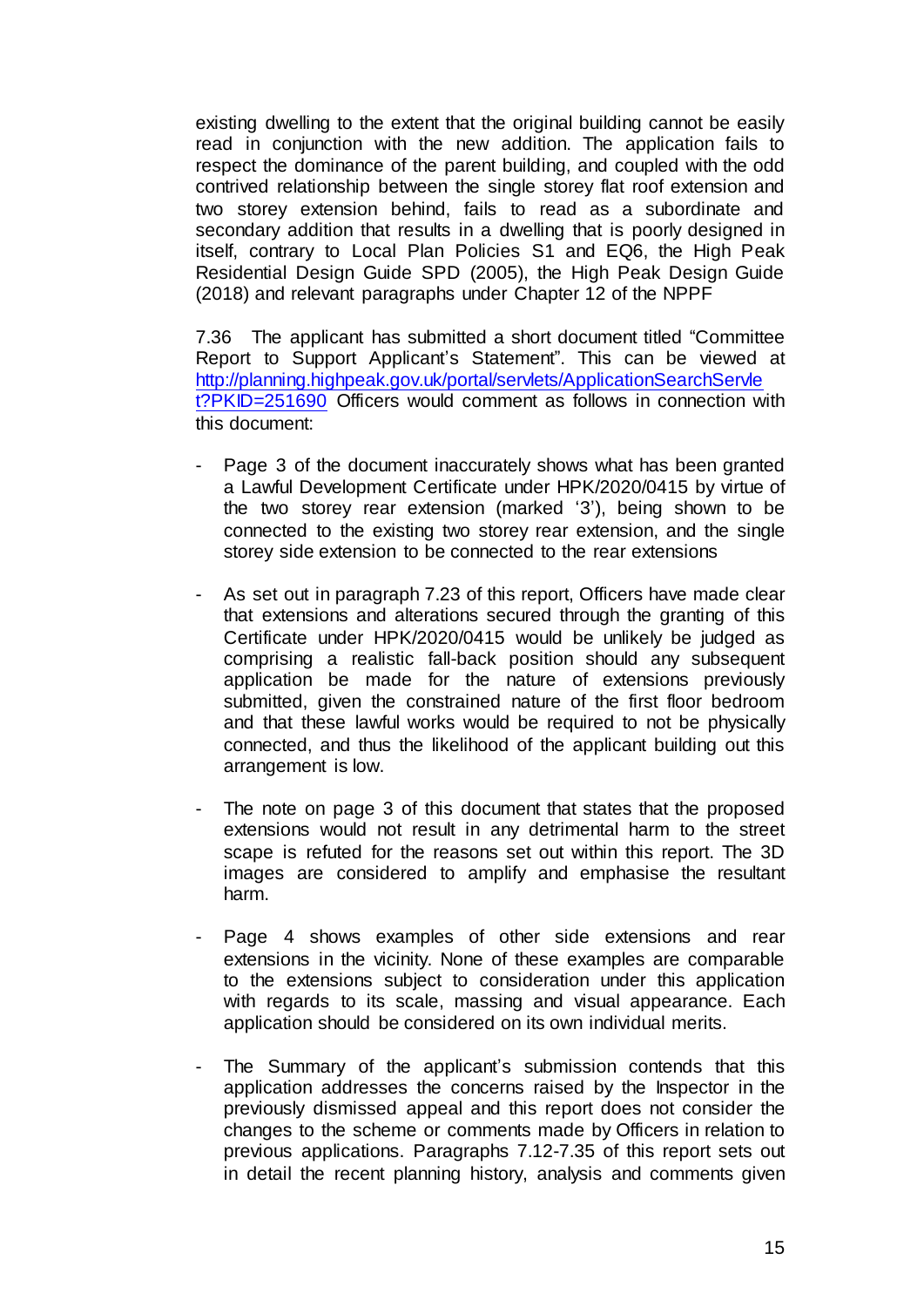existing dwelling to the extent that the original building cannot be easily read in conjunction with the new addition. The application fails to respect the dominance of the parent building, and coupled with the odd contrived relationship between the single storey flat roof extension and two storey extension behind, fails to read as a subordinate and secondary addition that results in a dwelling that is poorly designed in itself, contrary to Local Plan Policies S1 and EQ6, the High Peak Residential Design Guide SPD (2005), the High Peak Design Guide (2018) and relevant paragraphs under Chapter 12 of the NPPF

7.36 The applicant has submitted a short document titled "Committee Report to Support Applicant's Statement". This can be viewed at [http://planning.highpeak.gov.uk/portal/servlets/ApplicationSearchServlet?PKID=251690](http://planning.highpeak.gov.uk/portal/servlets/ApplicationSearchServlet?PKID=251690) Officers would comment as follows in connection with this document:

- Page 3 of the document inaccurately shows what has been granted a Lawful Development Certificate under HPK/2020/0415 by virtue of the two storey rear extension (marked '3'), being shown to be connected to the existing two storey rear extension, and the single storey side extension to be connected to the rear extensions

- As set out in paragraph 7.23 of this report, Officers have made clear that extensions and alterations secured through the granting of this Certificate under HPK/2020/0415 would be unlikely be judged as comprising a realistic fall-back position should any subsequent application be made for the nature of extensions previously submitted, given the constrained nature of the first floor bedroom and that these lawful works would be required to not be physically connected, and thus the likelihood of the applicant building out this arrangement is low.

- The note on page 3 of this document that states that the proposed extensions would not result in any detrimental harm to the street scape is refuted for the reasons set out within this report. The 3D images are considered to amplify and emphasise the resultant harm.

- Page 4 shows examples of other side extensions and rear extensions in the vicinity. None of these examples are comparable to the extensions subject to consideration under this application with regards to its scale, massing and visual appearance. Each application should be considered on its own individual merits.

- The Summary of the applicant's submission contends that this application addresses the concerns raised by the Inspector in the previously dismissed appeal and this report does not consider the changes to the scheme or comments made by Officers in relation to previous applications. Paragraphs 7.12-7.35 of this report sets out in detail the recent planning history, analysis and comments given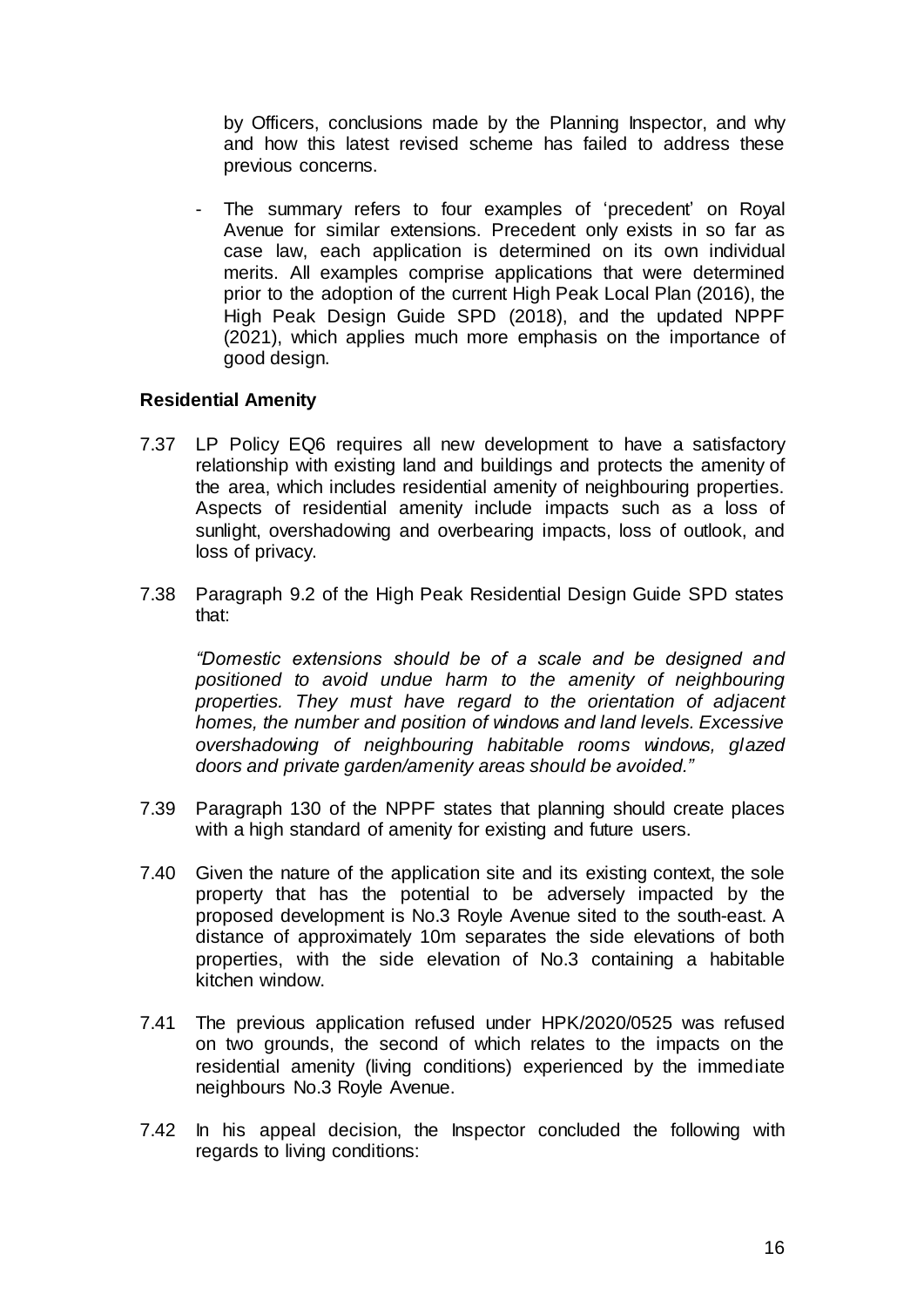by Officers, conclusions made by the Planning Inspector, and why and how this latest revised scheme has failed to address these previous concerns.

- The summary refers to four examples of 'precedent' on Royal Avenue for similar extensions. Precedent only exists in so far as case law, each application is determined on its own individual merits. All examples comprise applications that were determined prior to the adoption of the current High Peak Local Plan (2016), the High Peak Design Guide SPD (2018), and the updated NPPF (2021), which applies much more emphasis on the importance of good design.

**Residential Amenity**

7.37 LP Policy EQ6 requires all new development to have a satisfactory relationship with existing land and buildings and protects the amenity of the area, which includes residential amenity of neighbouring properties. Aspects of residential amenity include impacts such as a loss of sunlight, overshadowing and overbearing impacts, loss of outlook, and loss of privacy.

7.38 Paragraph 9.2 of the High Peak Residential Design Guide SPD states that:

*"Domestic extensions should be of a scale and be designed and positioned to avoid undue harm to the amenity of neighbouring properties. They must have regard to the orientation of adjacent homes, the number and position of windows and land levels. Excessive overshadowing of neighbouring habitable rooms windows, glazed doors and private garden/amenity areas should be avoided."*

7.39 Paragraph 130 of the NPPF states that planning should create places with a high standard of amenity for existing and future users.

7.40 Given the nature of the application site and its existing context, the sole property that has the potential to be adversely impacted by the proposed development is No.3 Royle Avenue sited to the south-east. A distance of approximately 10m separates the side elevations of both properties, with the side elevation of No.3 containing a habitable kitchen window.

7.41 The previous application refused under HPK/2020/0525 was refused on two grounds, the second of which relates to the impacts on the residential amenity (living conditions) experienced by the immediate neighbours No.3 Royle Avenue.

7.42 In his appeal decision, the Inspector concluded the following with regards to living conditions: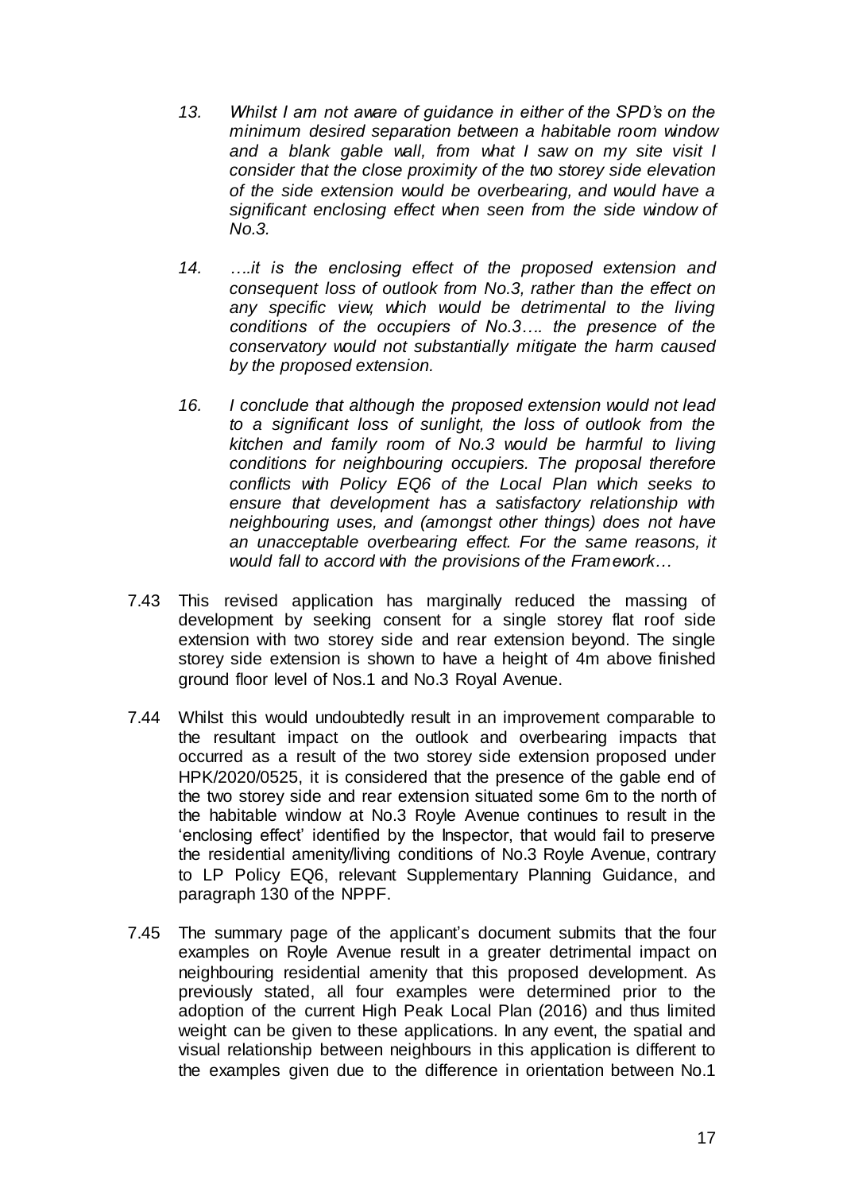13. *Whilst I am not aware of guidance in either of the SPD's on the minimum desired separation between a habitable room window and a blank gable wall, from what I saw on my site visit I consider that the close proximity of the two storey side elevation of the side extension would be overbearing, and would have a significant enclosing effect when seen from the side window of No.3.*

14. *….it is the enclosing effect of the proposed extension and consequent loss of outlook from No.3, rather than the effect on any specific view, which would be detrimental to the living conditions of the occupiers of No.3…. the presence of the conservatory would not substantially mitigate the harm caused by the proposed extension.*

16. *I conclude that although the proposed extension would not lead to a significant loss of sunlight, the loss of outlook from the kitchen and family room of No.3 would be harmful to living conditions for neighbouring occupiers. The proposal therefore conflicts with Policy EQ6 of the Local Plan which seeks to ensure that development has a satisfactory relationship with neighbouring uses, and (amongst other things) does not have an unacceptable overbearing effect. For the same reasons, it would fall to accord with the provisions of the Framework…*

7.43 This revised application has marginally reduced the massing of development by seeking consent for a single storey flat roof side extension with two storey side and rear extension beyond. The single storey side extension is shown to have a height of 4m above finished ground floor level of Nos.1 and No.3 Royal Avenue.

7.44 Whilst this would undoubtedly result in an improvement comparable to the resultant impact on the outlook and overbearing impacts that occurred as a result of the two storey side extension proposed under HPK/2020/0525, it is considered that the presence of the gable end of the two storey side and rear extension situated some 6m to the north of the habitable window at No.3 Royle Avenue continues to result in the 'enclosing effect' identified by the Inspector, that would fail to preserve the residential amenity/living conditions of No.3 Royle Avenue, contrary to LP Policy EQ6, relevant Supplementary Planning Guidance, and paragraph 130 of the NPPF.

7.45 The summary page of the applicant's document submits that the four examples on Royle Avenue result in a greater detrimental impact on neighbouring residential amenity that this proposed development. As previously stated, all four examples were determined prior to the adoption of the current High Peak Local Plan (2016) and thus limited weight can be given to these applications. In any event, the spatial and visual relationship between neighbours in this application is different to the examples given due to the difference in orientation between No.1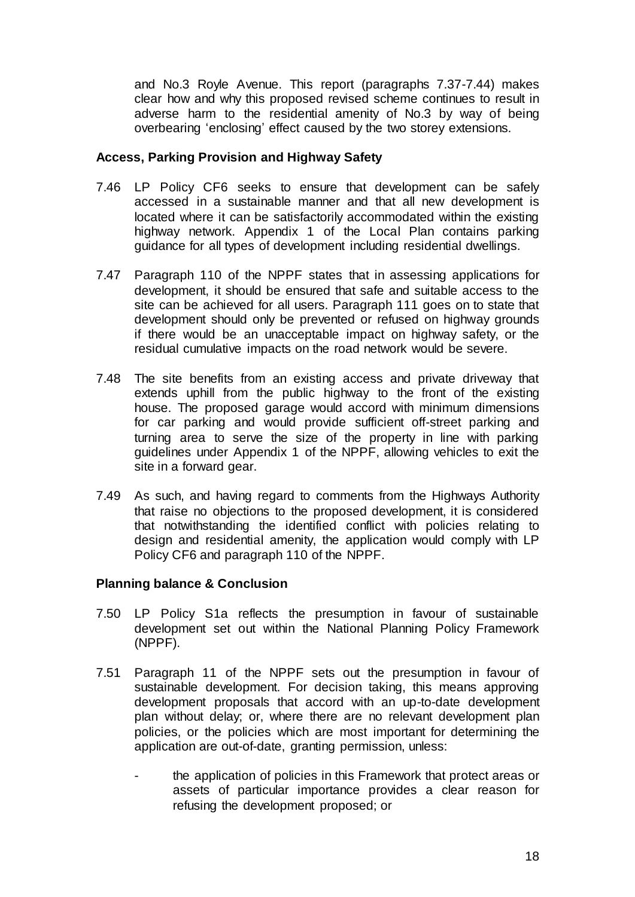and No.3 Royle Avenue. This report (paragraphs 7.37-7.44) makes clear how and why this proposed revised scheme continues to result in adverse harm to the residential amenity of No.3 by way of being overbearing 'enclosing' effect caused by the two storey extensions.

**Access, Parking Provision and Highway Safety**

7.46 LP Policy CF6 seeks to ensure that development can be safely accessed in a sustainable manner and that all new development is located where it can be satisfactorily accommodated within the existing highway network. Appendix 1 of the Local Plan contains parking guidance for all types of development including residential dwellings.

7.47 Paragraph 110 of the NPPF states that in assessing applications for development, it should be ensured that safe and suitable access to the site can be achieved for all users. Paragraph 111 goes on to state that development should only be prevented or refused on highway grounds if there would be an unacceptable impact on highway safety, or the residual cumulative impacts on the road network would be severe.

7.48 The site benefits from an existing access and private driveway that extends uphill from the public highway to the front of the existing house. The proposed garage would accord with minimum dimensions for car parking and would provide sufficient off-street parking and turning area to serve the size of the property in line with parking guidelines under Appendix 1 of the NPPF, allowing vehicles to exit the site in a forward gear.

7.49 As such, and having regard to comments from the Highways Authority that raise no objections to the proposed development, it is considered that notwithstanding the identified conflict with policies relating to design and residential amenity, the application would comply with LP Policy CF6 and paragraph 110 of the NPPF.

**Planning balance & Conclusion**

7.50 LP Policy S1a reflects the presumption in favour of sustainable development set out within the National Planning Policy Framework (NPPF).

7.51 Paragraph 11 of the NPPF sets out the presumption in favour of sustainable development. For decision taking, this means approving development proposals that accord with an up-to-date development plan without delay; or, where there are no relevant development plan policies, or the policies which are most important for determining the application are out-of-date, granting permission, unless:

- the application of policies in this Framework that protect areas or assets of particular importance provides a clear reason for refusing the development proposed; or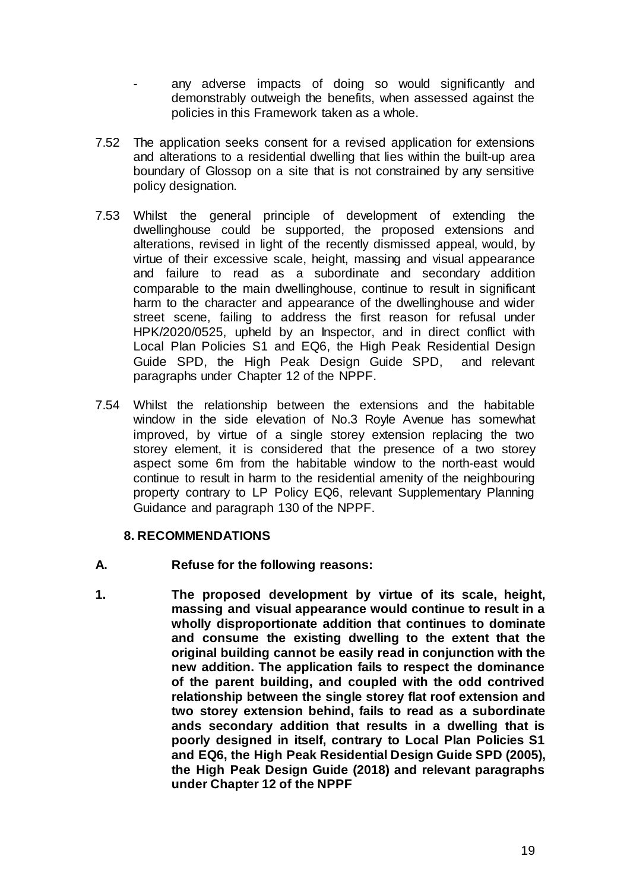- any adverse impacts of doing so would significantly and demonstrably outweigh the benefits, when assessed against the policies in this Framework taken as a whole.

7.52 The application seeks consent for a revised application for extensions and alterations to a residential dwelling that lies within the built-up area boundary of Glossop on a site that is not constrained by any sensitive policy designation.

7.53 Whilst the general principle of development of extending the dwellinghouse could be supported, the proposed extensions and alterations, revised in light of the recently dismissed appeal, would, by virtue of their excessive scale, height, massing and visual appearance and failure to read as a subordinate and secondary addition comparable to the main dwellinghouse, continue to result in significant harm to the character and appearance of the dwellinghouse and wider street scene, failing to address the first reason for refusal under HPK/2020/0525, upheld by an Inspector, and in direct conflict with Local Plan Policies S1 and EQ6, the High Peak Residential Design Guide SPD, the High Peak Design Guide SPD, and relevant paragraphs under Chapter 12 of the NPPF.

7.54 Whilst the relationship between the extensions and the habitable window in the side elevation of No.3 Royle Avenue has somewhat improved, by virtue of a single storey extension replacing the two storey element, it is considered that the presence of a two storey aspect some 6m from the habitable window to the north-east would continue to result in harm to the residential amenity of the neighbouring property contrary to LP Policy EQ6, relevant Supplementary Planning Guidance and paragraph 130 of the NPPF.

## 8. RECOMMENDATIONS

**A. Refuse for the following reasons:**

**1. The proposed development by virtue of its scale, height, massing and visual appearance would continue to result in a wholly disproportionate addition that continues to dominate and consume the existing dwelling to the extent that the original building cannot be easily read in conjunction with the new addition. The application fails to respect the dominance of the parent building, and coupled with the odd contrived relationship between the single storey flat roof extension and two storey extension behind, fails to read as a subordinate ands secondary addition that results in a dwelling that is poorly designed in itself, contrary to Local Plan Policies S1 and EQ6, the High Peak Residential Design Guide SPD (2005), the High Peak Design Guide (2018) and relevant paragraphs under Chapter 12 of the NPPF**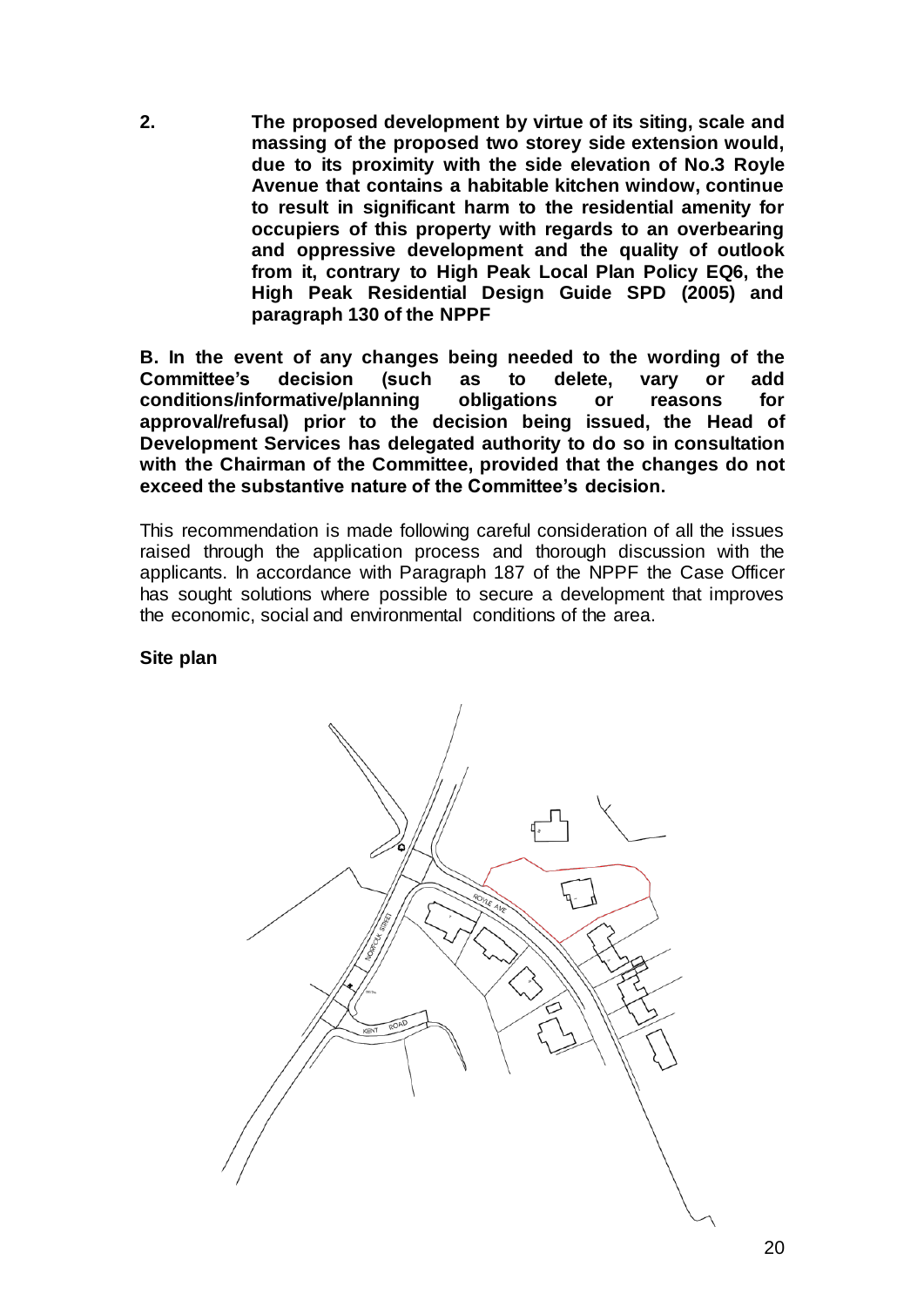2. **The proposed development by virtue of its siting, scale and massing of the proposed two storey side extension would, due to its proximity with the side elevation of No.3 Royle Avenue that contains a habitable kitchen window, continue to result in significant harm to the residential amenity for occupiers of this property with regards to an overbearing and oppressive development and the quality of outlook from it, contrary to High Peak Local Plan Policy EQ6, the High Peak Residential Design Guide SPD (2005) and paragraph 130 of the NPPF**

**B. In the event of any changes being needed to the wording of the Committee's decision (such as to delete, vary or add conditions/informative/planning obligations or reasons for approval/refusal) prior to the decision being issued, the Head of Development Services has delegated authority to do so in consultation with the Chairman of the Committee, provided that the changes do not exceed the substantive nature of the Committee's decision.**

This recommendation is made following careful consideration of all the issues raised through the application process and thorough discussion with the applicants. In accordance with Paragraph 187 of the NPPF the Case Officer has sought solutions where possible to secure a development that improves the economic, social and environmental conditions of the area.

**Site plan**

ROYLE AVE
NORFOLK STREET
KENT ROAD